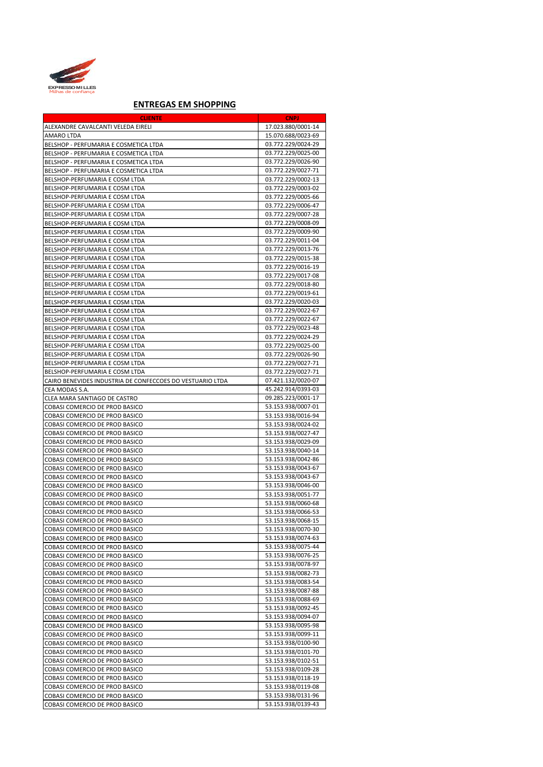EXPRESSO MILLES
Milhas de confiança

## ENTREGAS EM SHOPPING

| CLIENTE | CNPJ |
|---|---|
| ALEXANDRE CAVALCANTI VELEDA EIRELI | 17.023.880/0001-14 |
| AMARO LTDA | 15.070.688/0023-69 |
| BELSHOP - PERFUMARIA E COSMETICA LTDA | 03.772.229/0024-29 |
| BELSHOP - PERFUMARIA E COSMETICA LTDA | 03.772.229/0025-00 |
| BELSHOP - PERFUMARIA E COSMETICA LTDA | 03.772.229/0026-90 |
| BELSHOP - PERFUMARIA E COSMETICA LTDA | 03.772.229/0027-71 |
| BELSHOP-PERFUMARIA E COSM LTDA | 03.772.229/0002-13 |
| BELSHOP-PERFUMARIA E COSM LTDA | 03.772.229/0003-02 |
| BELSHOP-PERFUMARIA E COSM LTDA | 03.772.229/0005-66 |
| BELSHOP-PERFUMARIA E COSM LTDA | 03.772.229/0006-47 |
| BELSHOP-PERFUMARIA E COSM LTDA | 03.772.229/0007-28 |
| BELSHOP-PERFUMARIA E COSM LTDA | 03.772.229/0008-09 |
| BELSHOP-PERFUMARIA E COSM LTDA | 03.772.229/0009-90 |
| BELSHOP-PERFUMARIA E COSM LTDA | 03.772.229/0011-04 |
| BELSHOP-PERFUMARIA E COSM LTDA | 03.772.229/0013-76 |
| BELSHOP-PERFUMARIA E COSM LTDA | 03.772.229/0015-38 |
| BELSHOP-PERFUMARIA E COSM LTDA | 03.772.229/0016-19 |
| BELSHOP-PERFUMARIA E COSM LTDA | 03.772.229/0017-08 |
| BELSHOP-PERFUMARIA E COSM LTDA | 03.772.229/0018-80 |
| BELSHOP-PERFUMARIA E COSM LTDA | 03.772.229/0019-61 |
| BELSHOP-PERFUMARIA E COSM LTDA | 03.772.229/0020-03 |
| BELSHOP-PERFUMARIA E COSM LTDA | 03.772.229/0022-67 |
| BELSHOP-PERFUMARIA E COSM LTDA | 03.772.229/0022-67 |
| BELSHOP-PERFUMARIA E COSM LTDA | 03.772.229/0023-48 |
| BELSHOP-PERFUMARIA E COSM LTDA | 03.772.229/0024-29 |
| BELSHOP-PERFUMARIA E COSM LTDA | 03.772.229/0025-00 |
| BELSHOP-PERFUMARIA E COSM LTDA | 03.772.229/0026-90 |
| BELSHOP-PERFUMARIA E COSM LTDA | 03.772.229/0027-71 |
| BELSHOP-PERFUMARIA E COSM LTDA | 03.772.229/0027-71 |
| CAIRO BENEVIDES INDUSTRIA DE CONFECCOES DO VESTUARIO LTDA | 07.421.132/0020-07 |
| CEA MODAS S.A. | 45.242.914/0393-03 |
| CLEA MARA SANTIAGO DE CASTRO | 09.285.223/0001-17 |
| COBASI COMERCIO DE PROD BASICO | 53.153.938/0007-01 |
| COBASI COMERCIO DE PROD BASICO | 53.153.938/0016-94 |
| COBASI COMERCIO DE PROD BASICO | 53.153.938/0024-02 |
| COBASI COMERCIO DE PROD BASICO | 53.153.938/0027-47 |
| COBASI COMERCIO DE PROD BASICO | 53.153.938/0029-09 |
| COBASI COMERCIO DE PROD BASICO | 53.153.938/0040-14 |
| COBASI COMERCIO DE PROD BASICO | 53.153.938/0042-86 |
| COBASI COMERCIO DE PROD BASICO | 53.153.938/0043-67 |
| COBASI COMERCIO DE PROD BASICO | 53.153.938/0043-67 |
| COBASI COMERCIO DE PROD BASICO | 53.153.938/0046-00 |
| COBASI COMERCIO DE PROD BASICO | 53.153.938/0051-77 |
| COBASI COMERCIO DE PROD BASICO | 53.153.938/0060-68 |
| COBASI COMERCIO DE PROD BASICO | 53.153.938/0066-53 |
| COBASI COMERCIO DE PROD BASICO | 53.153.938/0068-15 |
| COBASI COMERCIO DE PROD BASICO | 53.153.938/0070-30 |
| COBASI COMERCIO DE PROD BASICO | 53.153.938/0074-63 |
| COBASI COMERCIO DE PROD BASICO | 53.153.938/0075-44 |
| COBASI COMERCIO DE PROD BASICO | 53.153.938/0076-25 |
| COBASI COMERCIO DE PROD BASICO | 53.153.938/0078-97 |
| COBASI COMERCIO DE PROD BASICO | 53.153.938/0082-73 |
| COBASI COMERCIO DE PROD BASICO | 53.153.938/0083-54 |
| COBASI COMERCIO DE PROD BASICO | 53.153.938/0087-88 |
| COBASI COMERCIO DE PROD BASICO | 53.153.938/0088-69 |
| COBASI COMERCIO DE PROD BASICO | 53.153.938/0092-45 |
| COBASI COMERCIO DE PROD BASICO | 53.153.938/0094-07 |
| COBASI COMERCIO DE PROD BASICO | 53.153.938/0095-98 |
| COBASI COMERCIO DE PROD BASICO | 53.153.938/0099-11 |
| COBASI COMERCIO DE PROD BASICO | 53.153.938/0100-90 |
| COBASI COMERCIO DE PROD BASICO | 53.153.938/0101-70 |
| COBASI COMERCIO DE PROD BASICO | 53.153.938/0102-51 |
| COBASI COMERCIO DE PROD BASICO | 53.153.938/0109-28 |
| COBASI COMERCIO DE PROD BASICO | 53.153.938/0118-19 |
| COBASI COMERCIO DE PROD BASICO | 53.153.938/0119-08 |
| COBASI COMERCIO DE PROD BASICO | 53.153.938/0131-96 |
| COBASI COMERCIO DE PROD BASICO | 53.153.938/0139-43 |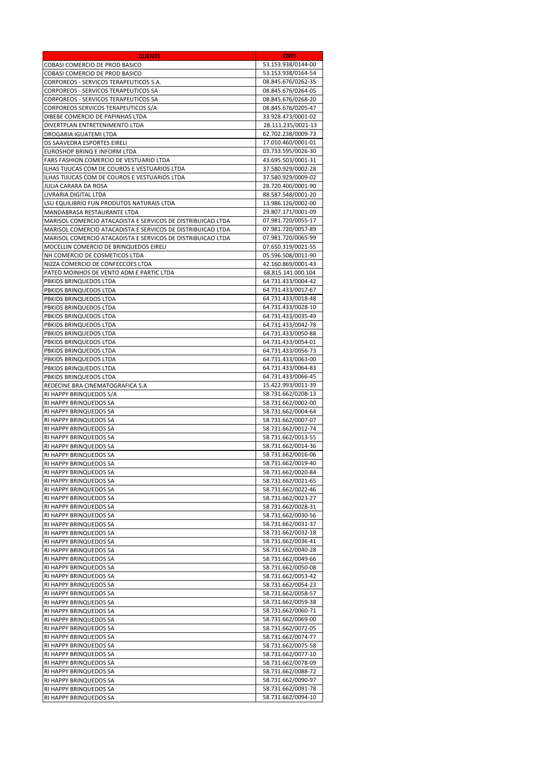| CLIENTE | CNPJ |
|---|---|
| COBASI COMERCIO DE PROD BASICO | 53.153.938/0144-00 |
| COBASI COMERCIO DE PROD BASICO | 53.153.938/0164-54 |
| CORPOREOS - SERVICOS TERAPEUTICOS S.A. | 08.845.676/0262-35 |
| CORPOREOS - SERVICOS TERAPEUTICOS SA | 08.845.676/0264-05 |
| CORPOREOS - SERVICOS TERAPEUTICOS SA | 08.845.676/0268-20 |
| CORPOREOS SERVICOS TERAPEUTICOS S/A | 08.845.676/0205-47 |
| DIBEBE COMERCIO DE PAPINHAS LTDA | 33.928.473/0001-02 |
| DIVERTPLAN ENTRETENIMENTO LTDA | 28.111.235/0021-13 |
| DROGARIA IGUATEMI LTDA | 62.702.238/0009-73 |
| DS SAAVEDRA ESPORTES EIRELI | 17.010.460/0001-01 |
| EUROSHOP BRINQ E INFORM LTDA | 03.733.595/0026-30 |
| FARS FASHION COMERCIO DE VESTUARIO LTDA | 43.695.503/0001-31 |
| ILHAS TIJUCAS COM DE COUROS E VESTUARIOS LTDA | 37.580.929/0002-28 |
| ILHAS TIJUCAS COM DE COUROS E VESTUARIOS LTDA | 37.580.929/0009-02 |
| JULIA CARARA DA ROSA | 28.720.400/0001-90 |
| LIVRARIA DIGITAL LTDA | 88.587.548/0001-20 |
| LSU EQUILIBRIO FUN PRODUTOS NATURAIS LTDA | 13.986.126/0002-00 |
| MANDABRASA RESTAURANTE LTDA | 29.807.171/0001-09 |
| MARISOL COMERCIO ATACADISTA E SERVICOS DE DISTRIBUICAO LTDA | 07.981.720/0055-17 |
| MARISOL COMERCIO ATACADISTA E SERVICOS DE DISTRIBUICAO LTDA | 07.981.720/0057-89 |
| MARISOL COMERCIO ATACADISTA E SERVICOS DE DISTRIBUICAO LTDA | 07.981.720/0065-99 |
| MOCELLIN COMERCIO DE BRINQUEDOS EIRELI | 07.650.319/0021-55 |
| NH COMERCIO DE COSMETICOS LTDA | 05.596.508/0011-90 |
| NIZZA COMERCIO DE CONFECCOES LTDA | 42.160.869/0001-43 |
| PATEO MOINHOS DE VENTO ADM E PARTIC LTDA | 68.815.141.000.104 |
| PBKIDS BRINQUEDOS LTDA | 64.731.433/0004-42 |
| PBKIDS BRINQUEDOS LTDA | 64.731.433/0017-67 |
| PBKIDS BRINQUEDOS LTDA | 64.731.433/0018-48 |
| PBKIDS BRINQUEDOS LTDA | 64.731.433/0028-10 |
| PBKIDS BRINQUEDOS LTDA | 64.731.433/0035-49 |
| PBKIDS BRINQUEDOS LTDA | 64.731.433/0042-78 |
| PBKIDS BRINQUEDOS LTDA | 64.731.433/0050-88 |
| PBKIDS BRINQUEDOS LTDA | 64.731.433/0054-01 |
| PBKIDS BRINQUEDOS LTDA | 64.731.433/0056-73 |
| PBKIDS BRINQUEDOS LTDA | 64.731.433/0063-00 |
| PBKIDS BRINQUEDOS LTDA | 64.731.433/0064-83 |
| PBKIDS BRINQUEDOS LTDA | 64.731.433/0066-45 |
| REDECINE BRA CINEMATOGRAFICA S.A | 15.422.993/0011-39 |
| RI HAPPY BRINQUEDOS S/A | 58.731.662/0208-13 |
| RI HAPPY BRINQUEDOS SA | 58.731.662/0002-00 |
| RI HAPPY BRINQUEDOS SA | 58.731.662/0004-64 |
| RI HAPPY BRINQUEDOS SA | 58.731.662/0007-07 |
| RI HAPPY BRINQUEDOS SA | 58.731.662/0012-74 |
| RI HAPPY BRINQUEDOS SA | 58.731.662/0013-55 |
| RI HAPPY BRINQUEDOS SA | 58.731.662/0014-36 |
| RI HAPPY BRINQUEDOS SA | 58.731.662/0016-06 |
| RI HAPPY BRINQUEDOS SA | 58.731.662/0019-40 |
| RI HAPPY BRINQUEDOS SA | 58.731.662/0020-84 |
| RI HAPPY BRINQUEDOS SA | 58.731.662/0021-65 |
| RI HAPPY BRINQUEDOS SA | 58.731.662/0022-46 |
| RI HAPPY BRINQUEDOS SA | 58.731.662/0023-27 |
| RI HAPPY BRINQUEDOS SA | 58.731.662/0028-31 |
| RI HAPPY BRINQUEDOS SA | 58.731.662/0030-56 |
| RI HAPPY BRINQUEDOS SA | 58.731.662/0031-37 |
| RI HAPPY BRINQUEDOS SA | 58.731.662/0032-18 |
| RI HAPPY BRINQUEDOS SA | 58.731.662/0036-41 |
| RI HAPPY BRINQUEDOS SA | 58.731.662/0040-28 |
| RI HAPPY BRINQUEDOS SA | 58.731.662/0049-66 |
| RI HAPPY BRINQUEDOS SA | 58.731.662/0050-08 |
| RI HAPPY BRINQUEDOS SA | 58.731.662/0053-42 |
| RI HAPPY BRINQUEDOS SA | 58.731.662/0054-23 |
| RI HAPPY BRINQUEDOS SA | 58.731.662/0058-57 |
| RI HAPPY BRINQUEDOS SA | 58.731.662/0059-38 |
| RI HAPPY BRINQUEDOS SA | 58.731.662/0060-71 |
| RI HAPPY BRINQUEDOS SA | 58.731.662/0069-00 |
| RI HAPPY BRINQUEDOS SA | 58.731.662/0072-05 |
| RI HAPPY BRINQUEDOS SA | 58.731.662/0074-77 |
| RI HAPPY BRINQUEDOS SA | 58.731.662/0075-58 |
| RI HAPPY BRINQUEDOS SA | 58.731.662/0077-10 |
| RI HAPPY BRINQUEDOS SA | 58.731.662/0078-09 |
| RI HAPPY BRINQUEDOS SA | 58.731.662/0088-72 |
| RI HAPPY BRINQUEDOS SA | 58.731.662/0090-97 |
| RI HAPPY BRINQUEDOS SA | 58.731.662/0091-78 |
| RI HAPPY BRINQUEDOS SA | 58.731.662/0094-10 |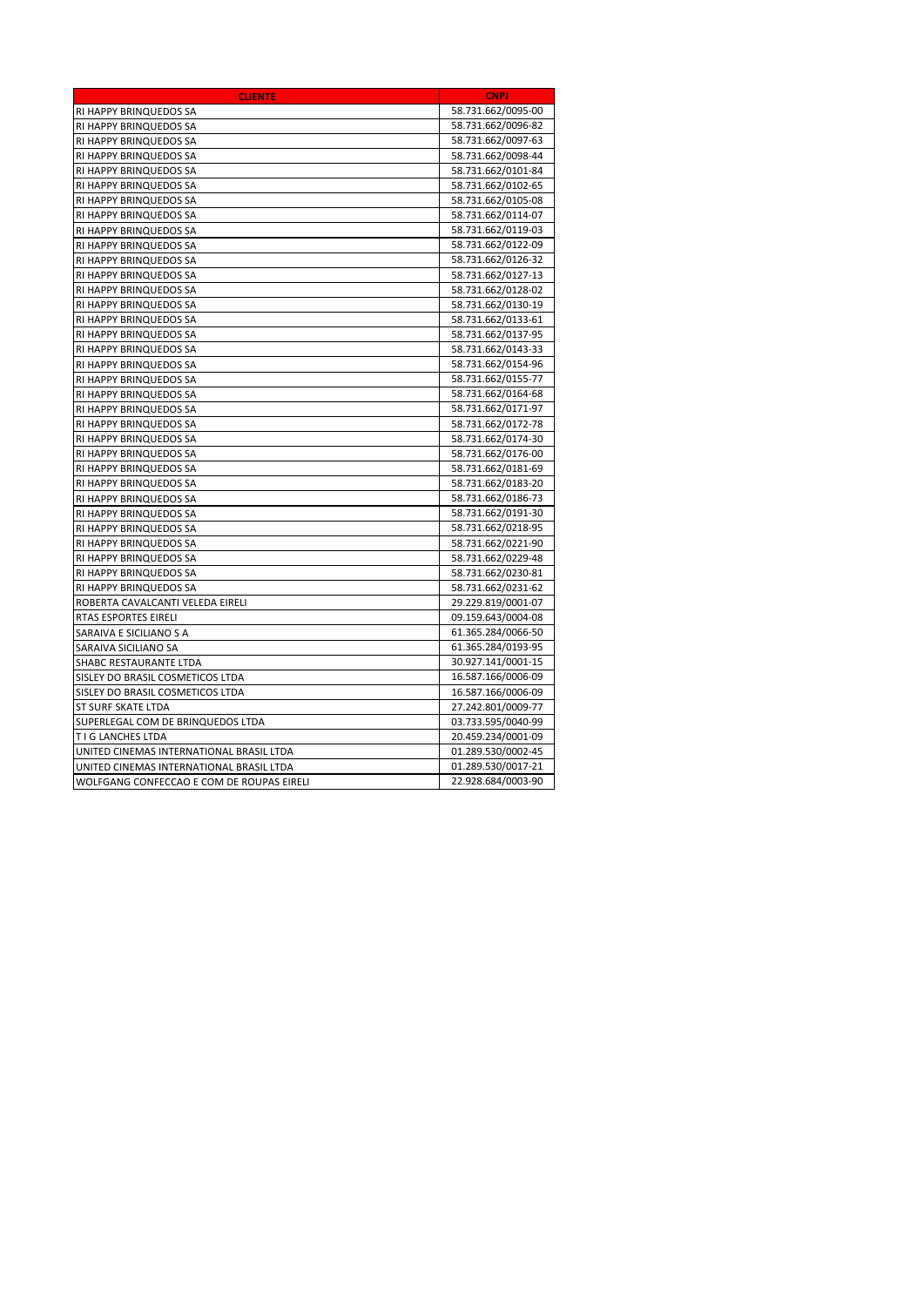| CLIENTE | CNPJ |
| --- | --- |
| RI HAPPY BRINQUEDOS SA | 58.731.662/0095-00 |
| RI HAPPY BRINQUEDOS SA | 58.731.662/0096-82 |
| RI HAPPY BRINQUEDOS SA | 58.731.662/0097-63 |
| RI HAPPY BRINQUEDOS SA | 58.731.662/0098-44 |
| RI HAPPY BRINQUEDOS SA | 58.731.662/0101-84 |
| RI HAPPY BRINQUEDOS SA | 58.731.662/0102-65 |
| RI HAPPY BRINQUEDOS SA | 58.731.662/0105-08 |
| RI HAPPY BRINQUEDOS SA | 58.731.662/0114-07 |
| RI HAPPY BRINQUEDOS SA | 58.731.662/0119-03 |
| RI HAPPY BRINQUEDOS SA | 58.731.662/0122-09 |
| RI HAPPY BRINQUEDOS SA | 58.731.662/0126-32 |
| RI HAPPY BRINQUEDOS SA | 58.731.662/0127-13 |
| RI HAPPY BRINQUEDOS SA | 58.731.662/0128-02 |
| RI HAPPY BRINQUEDOS SA | 58.731.662/0130-19 |
| RI HAPPY BRINQUEDOS SA | 58.731.662/0133-61 |
| RI HAPPY BRINQUEDOS SA | 58.731.662/0137-95 |
| RI HAPPY BRINQUEDOS SA | 58.731.662/0143-33 |
| RI HAPPY BRINQUEDOS SA | 58.731.662/0154-96 |
| RI HAPPY BRINQUEDOS SA | 58.731.662/0155-77 |
| RI HAPPY BRINQUEDOS SA | 58.731.662/0164-68 |
| RI HAPPY BRINQUEDOS SA | 58.731.662/0171-97 |
| RI HAPPY BRINQUEDOS SA | 58.731.662/0172-78 |
| RI HAPPY BRINQUEDOS SA | 58.731.662/0174-30 |
| RI HAPPY BRINQUEDOS SA | 58.731.662/0176-00 |
| RI HAPPY BRINQUEDOS SA | 58.731.662/0181-69 |
| RI HAPPY BRINQUEDOS SA | 58.731.662/0183-20 |
| RI HAPPY BRINQUEDOS SA | 58.731.662/0186-73 |
| RI HAPPY BRINQUEDOS SA | 58.731.662/0191-30 |
| RI HAPPY BRINQUEDOS SA | 58.731.662/0218-95 |
| RI HAPPY BRINQUEDOS SA | 58.731.662/0221-90 |
| RI HAPPY BRINQUEDOS SA | 58.731.662/0229-48 |
| RI HAPPY BRINQUEDOS SA | 58.731.662/0230-81 |
| RI HAPPY BRINQUEDOS SA | 58.731.662/0231-62 |
| ROBERTA CAVALCANTI VELEDA EIRELI | 29.229.819/0001-07 |
| RTAS ESPORTES EIRELI | 09.159.643/0004-08 |
| SARAIVA E SICILIANO S A | 61.365.284/0066-50 |
| SARAIVA SICILIANO SA | 61.365.284/0193-95 |
| SHABC RESTAURANTE LTDA | 30.927.141/0001-15 |
| SISLEY DO BRASIL COSMETICOS LTDA | 16.587.166/0006-09 |
| SISLEY DO BRASIL COSMETICOS LTDA | 16.587.166/0006-09 |
| ST SURF SKATE LTDA | 27.242.801/0009-77 |
| SUPERLEGAL COM DE BRINQUEDOS LTDA | 03.733.595/0040-99 |
| T I G LANCHES LTDA | 20.459.234/0001-09 |
| UNITED CINEMAS INTERNATIONAL BRASIL LTDA | 01.289.530/0002-45 |
| UNITED CINEMAS INTERNATIONAL BRASIL LTDA | 01.289.530/0017-21 |
| WOLFGANG CONFECCAO E COM DE ROUPAS EIRELI | 22.928.684/0003-90 |